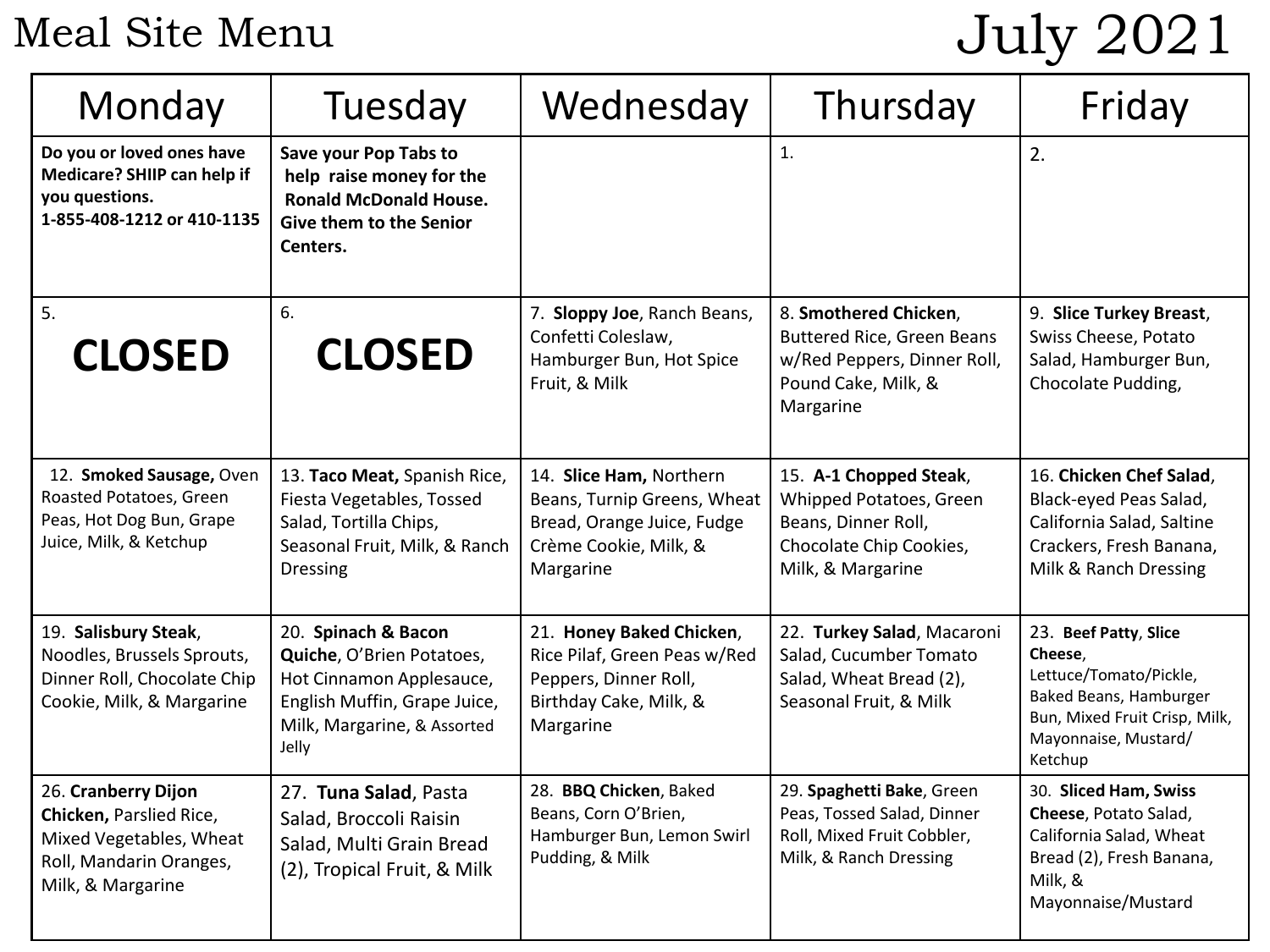# Meal Site Menu

# July 2021

| Monday | Tuesday | Wednesday | Thursday | Friday |
|---|---|---|---|---|
| **Do you or loved ones have Medicare? SHIIP can help if you questions. 1-855-408-1212 or 410-1135** | **Save your Pop Tabs to help raise money for the Ronald McDonald House. Give them to the Senior Centers.** | | 1. | 2. |
| 5. **CLOSED** | 6. **CLOSED** | 7. **Sloppy Joe**, Ranch Beans, Confetti Coleslaw, Hamburger Bun, Hot Spice Fruit, & Milk | 8. **Smothered Chicken**, Buttered Rice, Green Beans w/Red Peppers, Dinner Roll, Pound Cake, Milk, & Margarine | 9. **Slice Turkey Breast**, Swiss Cheese, Potato Salad, Hamburger Bun, Chocolate Pudding, |
| 12. **Smoked Sausage,** Oven Roasted Potatoes, Green Peas, Hot Dog Bun, Grape Juice, Milk, & Ketchup | 13. **Taco Meat,** Spanish Rice, Fiesta Vegetables, Tossed Salad, Tortilla Chips, Seasonal Fruit, Milk, & Ranch Dressing | 14. **Slice Ham,** Northern Beans, Turnip Greens, Wheat Bread, Orange Juice, Fudge Crème Cookie, Milk, & Margarine | 15. **A-1 Chopped Steak**, Whipped Potatoes, Green Beans, Dinner Roll, Chocolate Chip Cookies, Milk, & Margarine | 16. **Chicken Chef Salad**, Black-eyed Peas Salad, California Salad, Saltine Crackers, Fresh Banana, Milk & Ranch Dressing |
| 19. **Salisbury Steak**, Noodles, Brussels Sprouts, Dinner Roll, Chocolate Chip Cookie, Milk, & Margarine | 20. **Spinach & Bacon Quiche**, O'Brien Potatoes, Hot Cinnamon Applesauce, English Muffin, Grape Juice, Milk, Margarine, & Assorted Jelly | 21. **Honey Baked Chicken**, Rice Pilaf, Green Peas w/Red Peppers, Dinner Roll, Birthday Cake, Milk, & Margarine | 22. **Turkey Salad**, Macaroni Salad, Cucumber Tomato Salad, Wheat Bread (2), Seasonal Fruit, & Milk | 23. **Beef Patty**, **Slice Cheese**, Lettuce/Tomato/Pickle, Baked Beans, Hamburger Bun, Mixed Fruit Crisp, Milk, Mayonnaise, Mustard/ Ketchup |
| 26. **Cranberry Dijon Chicken,** Parslied Rice, Mixed Vegetables, Wheat Roll, Mandarin Oranges, Milk, & Margarine | 27. **Tuna Salad**, Pasta Salad, Broccoli Raisin Salad, Multi Grain Bread (2), Tropical Fruit, & Milk | 28. **BBQ Chicken**, Baked Beans, Corn O'Brien, Hamburger Bun, Lemon Swirl Pudding, & Milk | 29. **Spaghetti Bake**, Green Peas, Tossed Salad, Dinner Roll, Mixed Fruit Cobbler, Milk, & Ranch Dressing | 30. **Sliced Ham, Swiss Cheese**, Potato Salad, California Salad, Wheat Bread (2), Fresh Banana, Milk, & Mayonnaise/Mustard |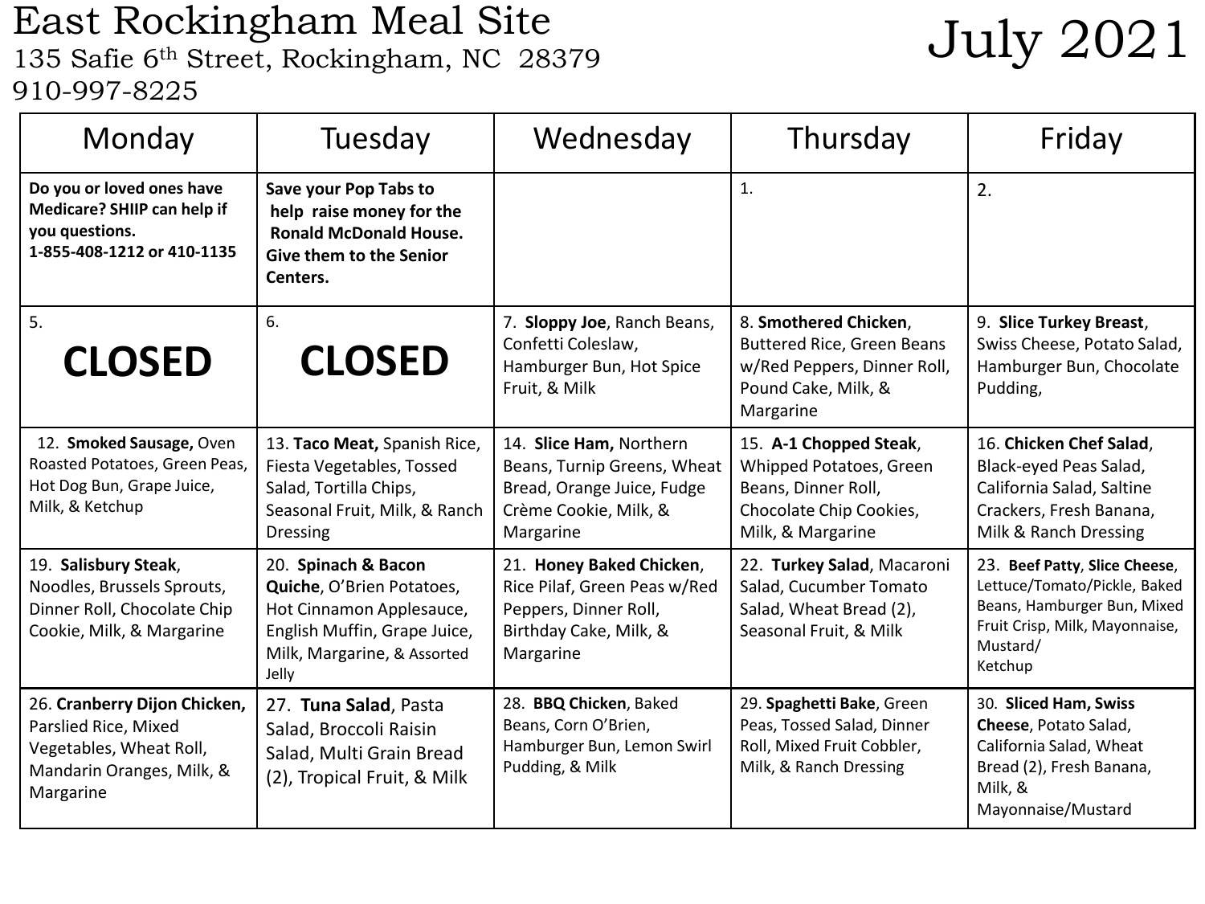# East Rockingham Meal Site

135 Safie 6th Street, Rockingham, NC 28379
910-997-8225

# July 2021

| Monday | Tuesday | Wednesday | Thursday | Friday |
|---|---|---|---|---|
| **Do you or loved ones have Medicare? SHIIP can help if you questions. 1-855-408-1212 or 410-1135** | **Save your Pop Tabs to help raise money for the Ronald McDonald House. Give them to the Senior Centers.** | | 1. | 2. |
| 5. **CLOSED** | 6. **CLOSED** | 7. **Sloppy Joe**, Ranch Beans, Confetti Coleslaw, Hamburger Bun, Hot Spice Fruit, & Milk | 8. **Smothered Chicken**, Buttered Rice, Green Beans w/Red Peppers, Dinner Roll, Pound Cake, Milk, & Margarine | 9. **Slice Turkey Breast**, Swiss Cheese, Potato Salad, Hamburger Bun, Chocolate Pudding, |
| 12. **Smoked Sausage,** Oven Roasted Potatoes, Green Peas, Hot Dog Bun, Grape Juice, Milk, & Ketchup | 13. **Taco Meat,** Spanish Rice, Fiesta Vegetables, Tossed Salad, Tortilla Chips, Seasonal Fruit, Milk, & Ranch Dressing | 14. **Slice Ham,** Northern Beans, Turnip Greens, Wheat Bread, Orange Juice, Fudge Crème Cookie, Milk, & Margarine | 15. **A-1 Chopped Steak**, Whipped Potatoes, Green Beans, Dinner Roll, Chocolate Chip Cookies, Milk, & Margarine | 16. **Chicken Chef Salad**, Black-eyed Peas Salad, California Salad, Saltine Crackers, Fresh Banana, Milk & Ranch Dressing |
| 19. **Salisbury Steak**, Noodles, Brussels Sprouts, Dinner Roll, Chocolate Chip Cookie, Milk, & Margarine | 20. **Spinach & Bacon Quiche**, O'Brien Potatoes, Hot Cinnamon Applesauce, English Muffin, Grape Juice, Milk, Margarine, & Assorted Jelly | 21. **Honey Baked Chicken**, Rice Pilaf, Green Peas w/Red Peppers, Dinner Roll, Birthday Cake, Milk, & Margarine | 22. **Turkey Salad**, Macaroni Salad, Cucumber Tomato Salad, Wheat Bread (2), Seasonal Fruit, & Milk | 23. **Beef Patty**, **Slice Cheese**, Lettuce/Tomato/Pickle, Baked Beans, Hamburger Bun, Mixed Fruit Crisp, Milk, Mayonnaise, Mustard/ Ketchup |
| 26. **Cranberry Dijon Chicken,** Parslied Rice, Mixed Vegetables, Wheat Roll, Mandarin Oranges, Milk, & Margarine | 27. **Tuna Salad**, Pasta Salad, Broccoli Raisin Salad, Multi Grain Bread (2), Tropical Fruit, & Milk | 28. **BBQ Chicken**, Baked Beans, Corn O'Brien, Hamburger Bun, Lemon Swirl Pudding, & Milk | 29. **Spaghetti Bake**, Green Peas, Tossed Salad, Dinner Roll, Mixed Fruit Cobbler, Milk, & Ranch Dressing | 30. **Sliced Ham, Swiss Cheese**, Potato Salad, California Salad, Wheat Bread (2), Fresh Banana, Milk, & Mayonnaise/Mustard |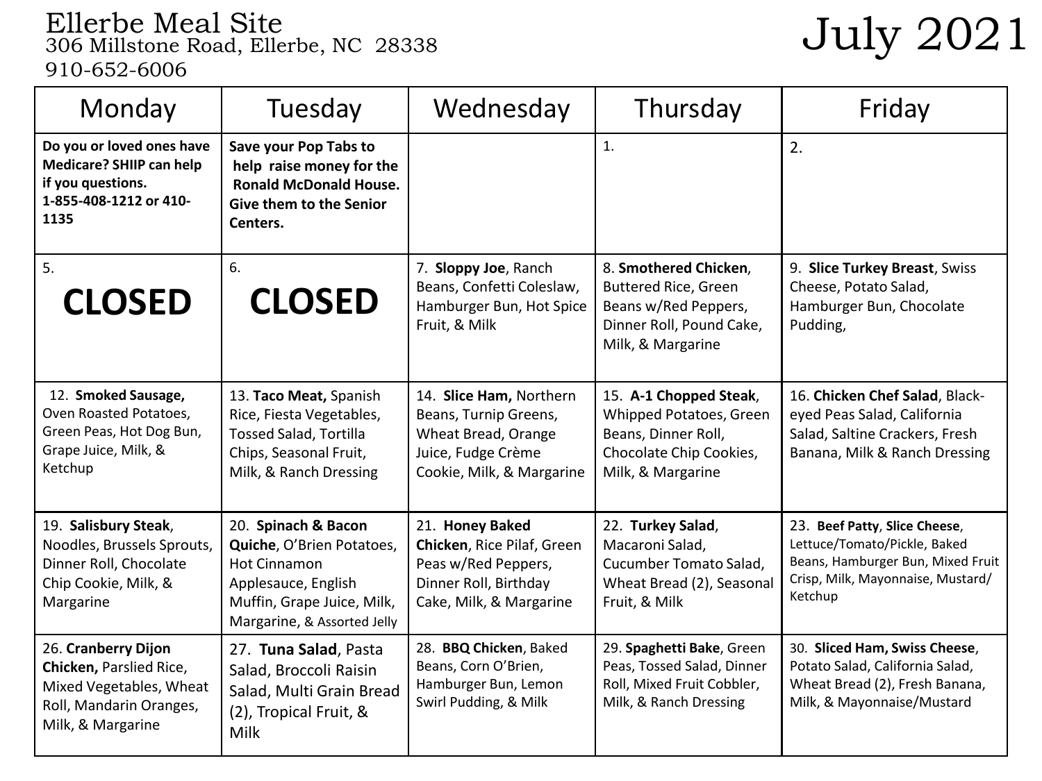# Ellerbe Meal Site

306 Millstone Road, Ellerbe, NC 28338

910-652-6006

# July 2021

| Monday | Tuesday | Wednesday | Thursday | Friday |
|---|---|---|---|---|
| **Do you or loved ones have Medicare? SHIIP can help if you questions. 1-855-408-1212 or 410-1135** | **Save your Pop Tabs to help raise money for the Ronald McDonald House. Give them to the Senior Centers.** | | 1. | 2. |
| 5. **CLOSED** | 6. **CLOSED** | 7. **Sloppy Joe**, Ranch Beans, Confetti Coleslaw, Hamburger Bun, Hot Spice Fruit, & Milk | 8. **Smothered Chicken**, Buttered Rice, Green Beans w/Red Peppers, Dinner Roll, Pound Cake, Milk, & Margarine | 9. **Slice Turkey Breast**, Swiss Cheese, Potato Salad, Hamburger Bun, Chocolate Pudding, |
| 12. **Smoked Sausage,** Oven Roasted Potatoes, Green Peas, Hot Dog Bun, Grape Juice, Milk, & Ketchup | 13. **Taco Meat,** Spanish Rice, Fiesta Vegetables, Tossed Salad, Tortilla Chips, Seasonal Fruit, Milk, & Ranch Dressing | 14. **Slice Ham,** Northern Beans, Turnip Greens, Wheat Bread, Orange Juice, Fudge Crème Cookie, Milk, & Margarine | 15. **A-1 Chopped Steak**, Whipped Potatoes, Green Beans, Dinner Roll, Chocolate Chip Cookies, Milk, & Margarine | 16. **Chicken Chef Salad**, Black-eyed Peas Salad, California Salad, Saltine Crackers, Fresh Banana, Milk & Ranch Dressing |
| 19. **Salisbury Steak**, Noodles, Brussels Sprouts, Dinner Roll, Chocolate Chip Cookie, Milk, & Margarine | 20. **Spinach & Bacon Quiche**, O'Brien Potatoes, Hot Cinnamon Applesauce, English Muffin, Grape Juice, Milk, Margarine, & Assorted Jelly | 21. **Honey Baked Chicken**, Rice Pilaf, Green Peas w/Red Peppers, Dinner Roll, Birthday Cake, Milk, & Margarine | 22. **Turkey Salad**, Macaroni Salad, Cucumber Tomato Salad, Wheat Bread (2), Seasonal Fruit, & Milk | 23. **Beef Patty**, **Slice Cheese**, Lettuce/Tomato/Pickle, Baked Beans, Hamburger Bun, Mixed Fruit Crisp, Milk, Mayonnaise, Mustard/ Ketchup |
| 26. **Cranberry Dijon Chicken,** Parslied Rice, Mixed Vegetables, Wheat Roll, Mandarin Oranges, Milk, & Margarine | 27. **Tuna Salad**, Pasta Salad, Broccoli Raisin Salad, Multi Grain Bread (2), Tropical Fruit, & Milk | 28. **BBQ Chicken**, Baked Beans, Corn O'Brien, Hamburger Bun, Lemon Swirl Pudding, & Milk | 29. **Spaghetti Bake**, Green Peas, Tossed Salad, Dinner Roll, Mixed Fruit Cobbler, Milk, & Ranch Dressing | 30. **Sliced Ham, Swiss Cheese**, Potato Salad, California Salad, Wheat Bread (2), Fresh Banana, Milk, & Mayonnaise/Mustard |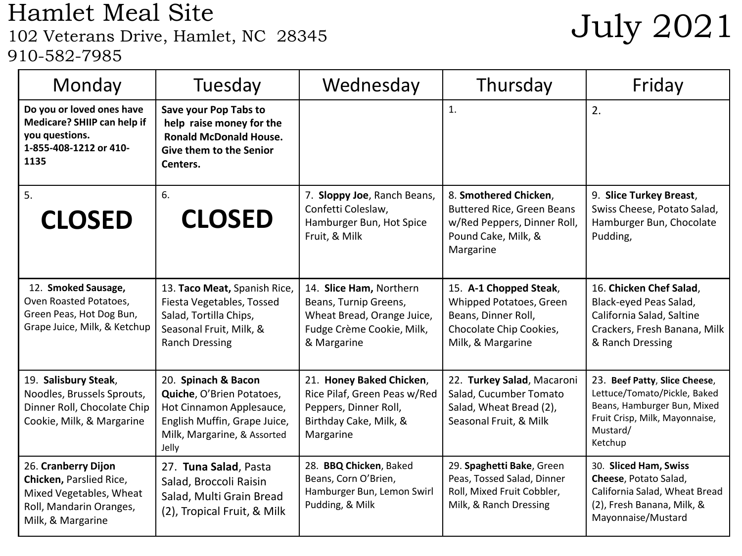# Hamlet Meal Site

102 Veterans Drive, Hamlet, NC 28345
910-582-7985

# July 2021

| Monday | Tuesday | Wednesday | Thursday | Friday |
|---|---|---|---|---|
| **Do you or loved ones have Medicare? SHIIP can help if you questions. 1-855-408-1212 or 410-1135** | **Save your Pop Tabs to help raise money for the Ronald McDonald House. Give them to the Senior Centers.** | | 1. | 2. |
| 5. **CLOSED** | 6. **CLOSED** | 7. **Sloppy Joe**, Ranch Beans, Confetti Coleslaw, Hamburger Bun, Hot Spice Fruit, & Milk | 8. **Smothered Chicken**, Buttered Rice, Green Beans w/Red Peppers, Dinner Roll, Pound Cake, Milk, & Margarine | 9. **Slice Turkey Breast**, Swiss Cheese, Potato Salad, Hamburger Bun, Chocolate Pudding, |
| 12. **Smoked Sausage,** Oven Roasted Potatoes, Green Peas, Hot Dog Bun, Grape Juice, Milk, & Ketchup | 13. **Taco Meat,** Spanish Rice, Fiesta Vegetables, Tossed Salad, Tortilla Chips, Seasonal Fruit, Milk, & Ranch Dressing | 14. **Slice Ham,** Northern Beans, Turnip Greens, Wheat Bread, Orange Juice, Fudge Crème Cookie, Milk, & Margarine | 15. **A-1 Chopped Steak**, Whipped Potatoes, Green Beans, Dinner Roll, Chocolate Chip Cookies, Milk, & Margarine | 16. **Chicken Chef Salad**, Black-eyed Peas Salad, California Salad, Saltine Crackers, Fresh Banana, Milk & Ranch Dressing |
| 19. **Salisbury Steak**, Noodles, Brussels Sprouts, Dinner Roll, Chocolate Chip Cookie, Milk, & Margarine | 20. **Spinach & Bacon Quiche**, O'Brien Potatoes, Hot Cinnamon Applesauce, English Muffin, Grape Juice, Milk, Margarine, & Assorted Jelly | 21. **Honey Baked Chicken**, Rice Pilaf, Green Peas w/Red Peppers, Dinner Roll, Birthday Cake, Milk, & Margarine | 22. **Turkey Salad**, Macaroni Salad, Cucumber Tomato Salad, Wheat Bread (2), Seasonal Fruit, & Milk | 23. **Beef Patty**, **Slice Cheese**, Lettuce/Tomato/Pickle, Baked Beans, Hamburger Bun, Mixed Fruit Crisp, Milk, Mayonnaise, Mustard/ Ketchup |
| 26. **Cranberry Dijon Chicken,** Parslied Rice, Mixed Vegetables, Wheat Roll, Mandarin Oranges, Milk, & Margarine | 27. **Tuna Salad**, Pasta Salad, Broccoli Raisin Salad, Multi Grain Bread (2), Tropical Fruit, & Milk | 28. **BBQ Chicken**, Baked Beans, Corn O'Brien, Hamburger Bun, Lemon Swirl Pudding, & Milk | 29. **Spaghetti Bake**, Green Peas, Tossed Salad, Dinner Roll, Mixed Fruit Cobbler, Milk, & Ranch Dressing | 30. **Sliced Ham, Swiss Cheese**, Potato Salad, California Salad, Wheat Bread (2), Fresh Banana, Milk, & Mayonnaise/Mustard |